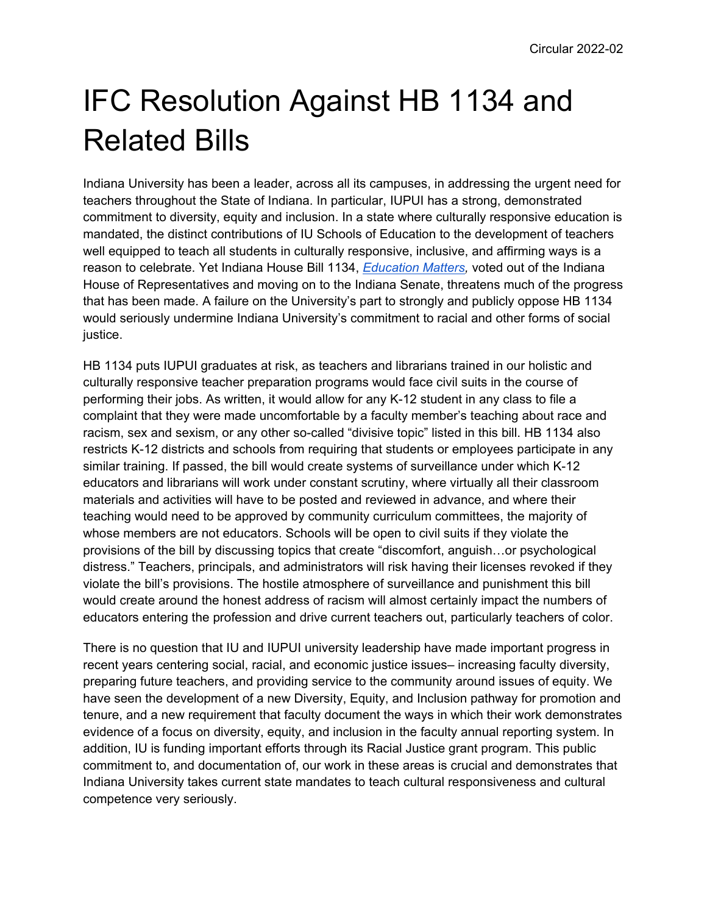Circular 2022-02

# IFC Resolution Against HB 1134 and Related Bills

Indiana University has been a leader, across all its campuses, in addressing the urgent need for teachers throughout the State of Indiana. In particular, IUPUI has a strong, demonstrated commitment to diversity, equity and inclusion. In a state where culturally responsive education is mandated, the distinct contributions of IU Schools of Education to the development of teachers well equipped to teach all students in culturally responsive, inclusive, and affirming ways is a reason to celebrate. Yet Indiana House Bill 1134, *Education Matters,* voted out of the Indiana House of Representatives and moving on to the Indiana Senate, threatens much of the progress that has been made. A failure on the University's part to strongly and publicly oppose HB 1134 would seriously undermine Indiana University's commitment to racial and other forms of social justice.

HB 1134 puts IUPUI graduates at risk, as teachers and librarians trained in our holistic and culturally responsive teacher preparation programs would face civil suits in the course of performing their jobs. As written, it would allow for any K-12 student in any class to file a complaint that they were made uncomfortable by a faculty member's teaching about race and racism, sex and sexism, or any other so-called "divisive topic" listed in this bill. HB 1134 also restricts K-12 districts and schools from requiring that students or employees participate in any similar training. If passed, the bill would create systems of surveillance under which K-12 educators and librarians will work under constant scrutiny, where virtually all their classroom materials and activities will have to be posted and reviewed in advance, and where their teaching would need to be approved by community curriculum committees, the majority of whose members are not educators. Schools will be open to civil suits if they violate the provisions of the bill by discussing topics that create "discomfort, anguish…or psychological distress." Teachers, principals, and administrators will risk having their licenses revoked if they violate the bill's provisions. The hostile atmosphere of surveillance and punishment this bill would create around the honest address of racism will almost certainly impact the numbers of educators entering the profession and drive current teachers out, particularly teachers of color.

There is no question that IU and IUPUI university leadership have made important progress in recent years centering social, racial, and economic justice issues– increasing faculty diversity, preparing future teachers, and providing service to the community around issues of equity. We have seen the development of a new Diversity, Equity, and Inclusion pathway for promotion and tenure, and a new requirement that faculty document the ways in which their work demonstrates evidence of a focus on diversity, equity, and inclusion in the faculty annual reporting system. In addition, IU is funding important efforts through its Racial Justice grant program. This public commitment to, and documentation of, our work in these areas is crucial and demonstrates that Indiana University takes current state mandates to teach cultural responsiveness and cultural competence very seriously.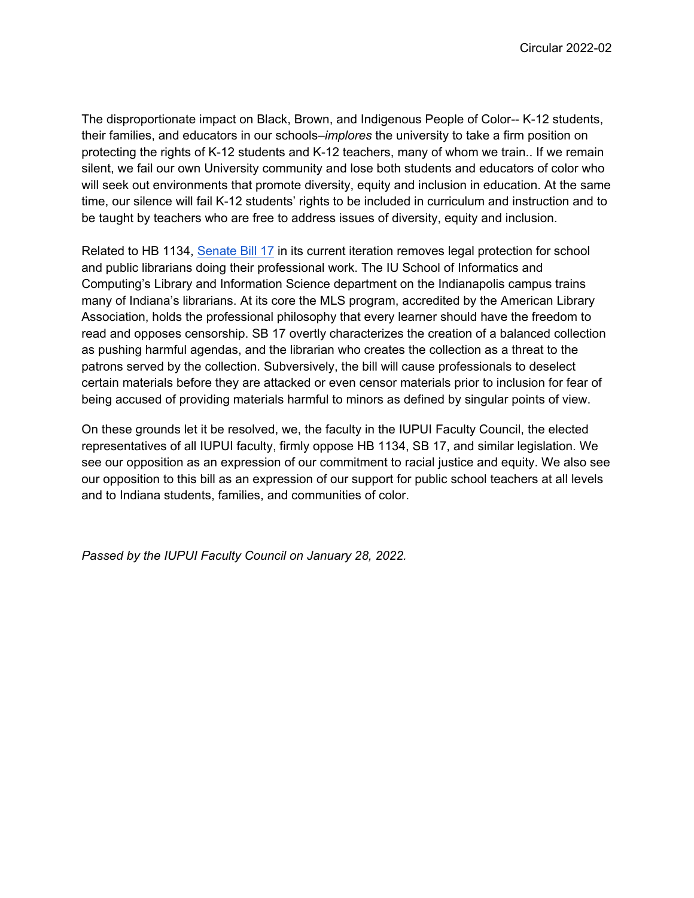The disproportionate impact on Black, Brown, and Indigenous People of Color-- K-12 students, their families, and educators in our schools–*implores* the university to take a firm position on protecting the rights of K-12 students and K-12 teachers, many of whom we train.. If we remain silent, we fail our own University community and lose both students and educators of color who will seek out environments that promote diversity, equity and inclusion in education. At the same time, our silence will fail K-12 students' rights to be included in curriculum and instruction and to be taught by teachers who are free to address issues of diversity, equity and inclusion.

Related to HB 1134, Senate Bill 17 in its current iteration removes legal protection for school and public librarians doing their professional work. The IU School of Informatics and Computing's Library and Information Science department on the Indianapolis campus trains many of Indiana's librarians. At its core the MLS program, accredited by the American Library Association, holds the professional philosophy that every learner should have the freedom to read and opposes censorship. SB 17 overtly characterizes the creation of a balanced collection as pushing harmful agendas, and the librarian who creates the collection as a threat to the patrons served by the collection. Subversively, the bill will cause professionals to deselect certain materials before they are attacked or even censor materials prior to inclusion for fear of being accused of providing materials harmful to minors as defined by singular points of view.

On these grounds let it be resolved, we, the faculty in the IUPUI Faculty Council, the elected representatives of all IUPUI faculty, firmly oppose HB 1134, SB 17, and similar legislation. We see our opposition as an expression of our commitment to racial justice and equity. We also see our opposition to this bill as an expression of our support for public school teachers at all levels and to Indiana students, families, and communities of color.

*Passed by the IUPUI Faculty Council on January 28, 2022.*